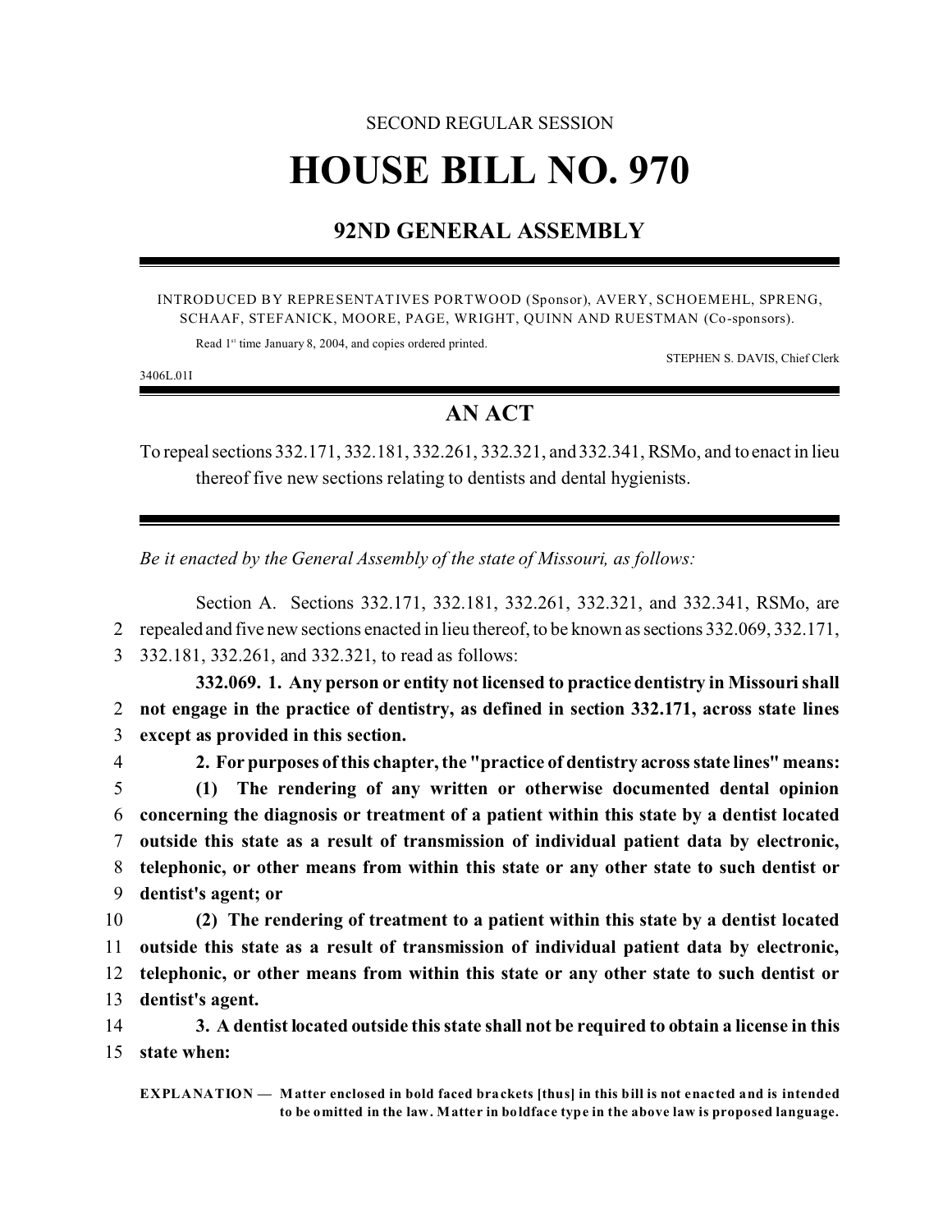SECOND REGULAR SESSION

# HOUSE BILL NO. 970

## 92ND GENERAL ASSEMBLY

INTRODUCED BY REPRESENTATIVES PORTWOOD (Sponsor), AVERY, SCHOEMEHL, SPRENG, SCHAAF, STEFANICK, MOORE, PAGE, WRIGHT, QUINN AND RUESTMAN (Co-sponsors).

Read 1st time January 8, 2004, and copies ordered printed.

STEPHEN S. DAVIS, Chief Clerk

3406L.01I

## AN ACT

To repeal sections 332.171, 332.181, 332.261, 332.321, and 332.341, RSMo, and to enact in lieu thereof five new sections relating to dentists and dental hygienists.

*Be it enacted by the General Assembly of the state of Missouri, as follows:*

Section A. Sections 332.171, 332.181, 332.261, 332.321, and 332.341, RSMo, are
2 repealed and five new sections enacted in lieu thereof, to be known as sections 332.069, 332.171,
3 332.181, 332.261, and 332.321, to read as follows:

**332.069. 1. Any person or entity not licensed to practice dentistry in Missouri shall**
2 **not engage in the practice of dentistry, as defined in section 332.171, across state lines**
3 **except as provided in this section.**

4 **2. For purposes of this chapter, the "practice of dentistry across state lines" means:**
5 **(1) The rendering of any written or otherwise documented dental opinion**
6 **concerning the diagnosis or treatment of a patient within this state by a dentist located**
7 **outside this state as a result of transmission of individual patient data by electronic,**
8 **telephonic, or other means from within this state or any other state to such dentist or**
9 **dentist's agent; or**
10 **(2) The rendering of treatment to a patient within this state by a dentist located**
11 **outside this state as a result of transmission of individual patient data by electronic,**
12 **telephonic, or other means from within this state or any other state to such dentist or**
13 **dentist's agent.**
14 **3. A dentist located outside this state shall not be required to obtain a license in this**
15 **state when:**

**EXPLANATION — Matter enclosed in bold faced brackets [thus] in this bill is not enacted and is intended to be omitted in the law. Matter in boldface type in the above law is proposed language.**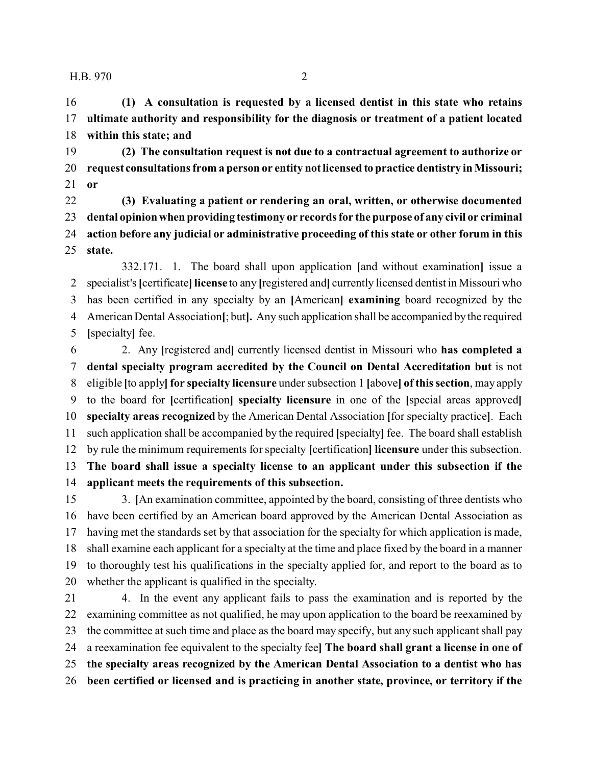**(1) A consultation is requested by a licensed dentist in this state who retains ultimate authority and responsibility for the diagnosis or treatment of a patient located within this state; and**

**(2) The consultation request is not due to a contractual agreement to authorize or request consultations from a person or entity not licensed to practice dentistry in Missouri; or**

**(3) Evaluating a patient or rendering an oral, written, or otherwise documented dental opinion when providing testimony or records for the purpose of any civil or criminal action before any judicial or administrative proceeding of this state or other forum in this state.**

332.171. 1. The board shall upon application **[**and without examination**]** issue a specialist's **[**certificate**] license** to any **[**registered and**]** currently licensed dentist in Missouri who has been certified in any specialty by an **[**American**] examining** board recognized by the American Dental Association**[**; but**]**. Any such application shall be accompanied by the required **[**specialty**]** fee.

2. Any **[**registered and**]** currently licensed dentist in Missouri who **has completed a dental specialty program accredited by the Council on Dental Accreditation but** is not eligible **[**to apply**] for specialty licensure** under subsection 1 **[**above**] of this section**, may apply to the board for **[**certification**] specialty licensure** in one of the **[**special areas approved**] specialty areas recognized** by the American Dental Association **[**for specialty practice**]**. Each such application shall be accompanied by the required **[**specialty**]** fee. The board shall establish by rule the minimum requirements for specialty **[**certification**] licensure** under this subsection. **The board shall issue a specialty license to an applicant under this subsection if the applicant meets the requirements of this subsection.**

3. **[**An examination committee, appointed by the board, consisting of three dentists who have been certified by an American board approved by the American Dental Association as having met the standards set by that association for the specialty for which application is made, shall examine each applicant for a specialty at the time and place fixed by the board in a manner to thoroughly test his qualifications in the specialty applied for, and report to the board as to whether the applicant is qualified in the specialty.

4. In the event any applicant fails to pass the examination and is reported by the examining committee as not qualified, he may upon application to the board be reexamined by the committee at such time and place as the board may specify, but any such applicant shall pay a reexamination fee equivalent to the specialty fee**] The board shall grant a license in one of the specialty areas recognized by the American Dental Association to a dentist who has been certified or licensed and is practicing in another state, province, or territory if the**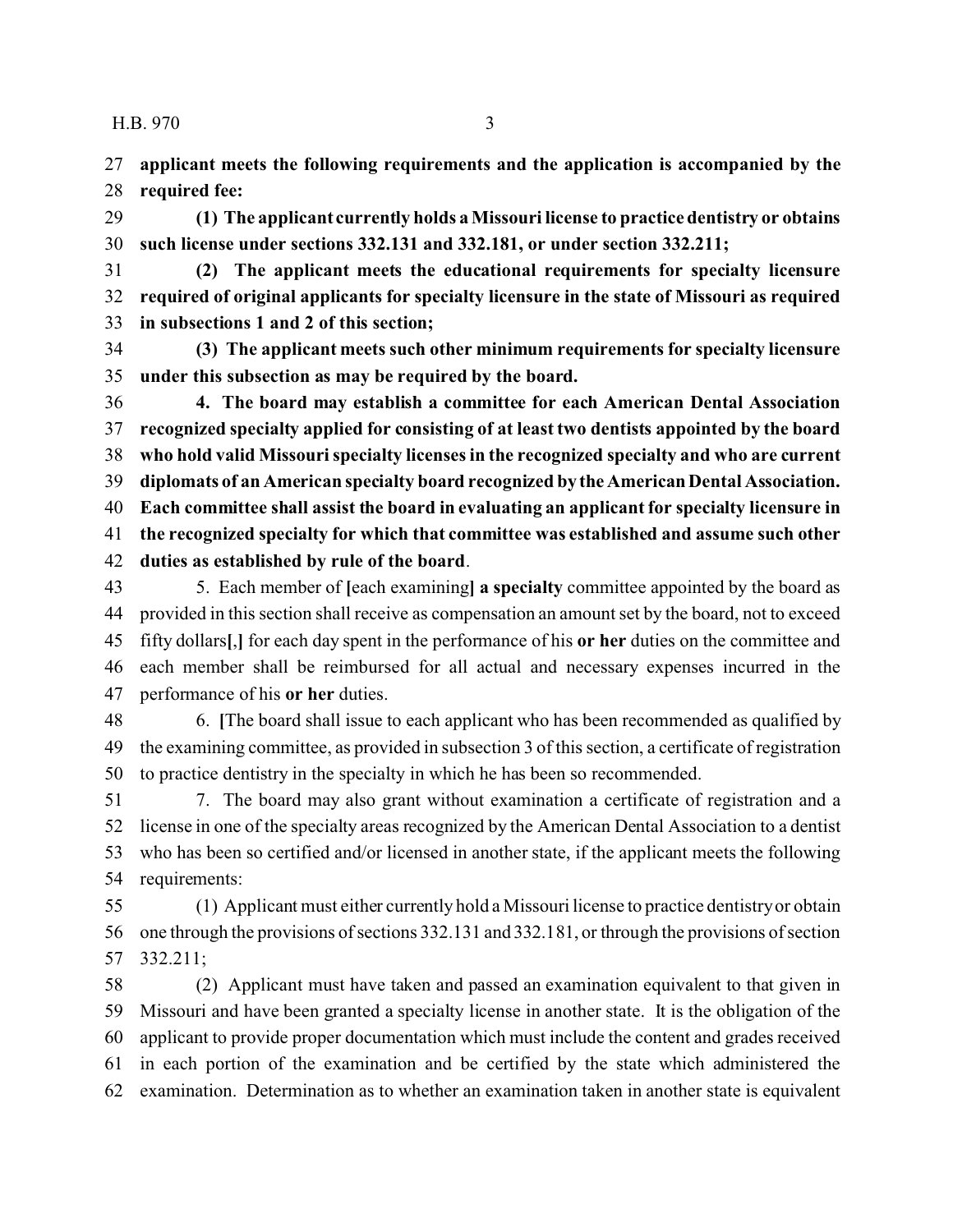**applicant meets the following requirements and the application is accompanied by the required fee:**

**(1) The applicant currently holds a Missouri license to practice dentistry or obtains such license under sections 332.131 and 332.181, or under section 332.211;**

**(2) The applicant meets the educational requirements for specialty licensure required of original applicants for specialty licensure in the state of Missouri as required in subsections 1 and 2 of this section;**

**(3) The applicant meets such other minimum requirements for specialty licensure under this subsection as may be required by the board.**

**4. The board may establish a committee for each American Dental Association recognized specialty applied for consisting of at least two dentists appointed by the board who hold valid Missouri specialty licenses in the recognized specialty and who are current diplomats of an American specialty board recognized by the American Dental Association. Each committee shall assist the board in evaluating an applicant for specialty licensure in the recognized specialty for which that committee was established and assume such other duties as established by rule of the board**.

5. Each member of **[**each examining**] a specialty** committee appointed by the board as provided in this section shall receive as compensation an amount set by the board, not to exceed fifty dollars**[**,**]** for each day spent in the performance of his **or her** duties on the committee and each member shall be reimbursed for all actual and necessary expenses incurred in the performance of his **or her** duties.

6. **[**The board shall issue to each applicant who has been recommended as qualified by the examining committee, as provided in subsection 3 of this section, a certificate of registration to practice dentistry in the specialty in which he has been so recommended.

7. The board may also grant without examination a certificate of registration and a license in one of the specialty areas recognized by the American Dental Association to a dentist who has been so certified and/or licensed in another state, if the applicant meets the following requirements:

(1) Applicant must either currently hold a Missouri license to practice dentistry or obtain one through the provisions of sections 332.131 and 332.181, or through the provisions of section 332.211;

(2) Applicant must have taken and passed an examination equivalent to that given in Missouri and have been granted a specialty license in another state. It is the obligation of the applicant to provide proper documentation which must include the content and grades received in each portion of the examination and be certified by the state which administered the examination. Determination as to whether an examination taken in another state is equivalent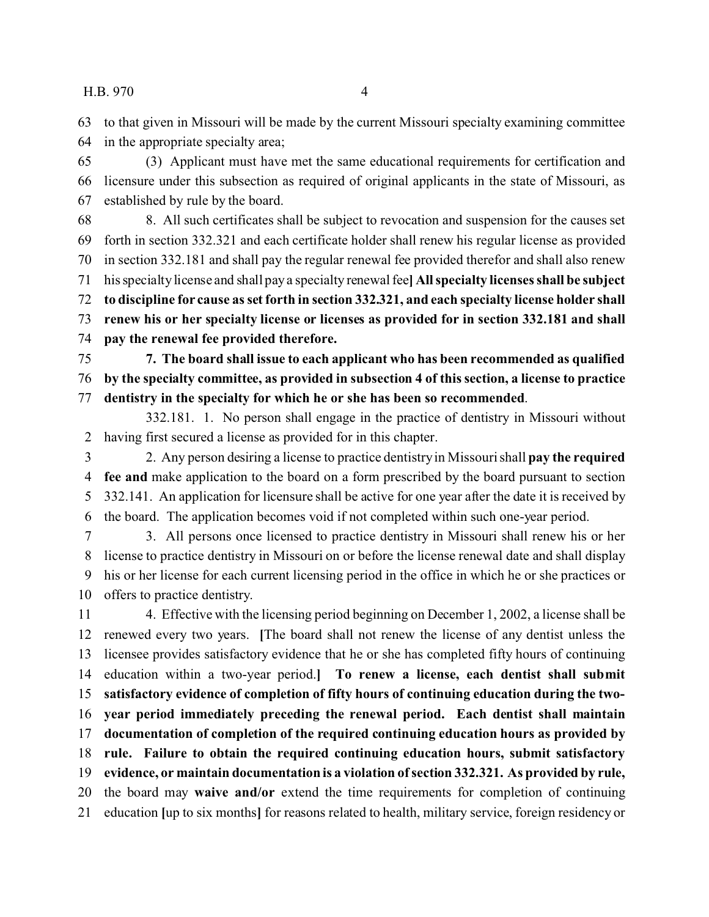63 to that given in Missouri will be made by the current Missouri specialty examining committee
64 in the appropriate specialty area;

65 (3) Applicant must have met the same educational requirements for certification and
66 licensure under this subsection as required of original applicants in the state of Missouri, as
67 established by rule by the board.

68 8. All such certificates shall be subject to revocation and suspension for the causes set
69 forth in section 332.321 and each certificate holder shall renew his regular license as provided
70 in section 332.181 and shall pay the regular renewal fee provided therefor and shall also renew
71 his specialty license and shall pay a specialty renewal fee**]** **All specialty licenses shall be subject**
72 **to discipline for cause as set forth in section 332.321, and each specialty license holder shall**
73 **renew his or her specialty license or licenses as provided for in section 332.181 and shall**
74 **pay the renewal fee provided therefore.**

75 **7. The board shall issue to each applicant who has been recommended as qualified**
76 **by the specialty committee, as provided in subsection 4 of this section, a license to practice**
77 **dentistry in the specialty for which he or she has been so recommended**.

332.181. 1. No person shall engage in the practice of dentistry in Missouri without
2 having first secured a license as provided for in this chapter.

3 2. Any person desiring a license to practice dentistry in Missouri shall **pay the required**
4 **fee and** make application to the board on a form prescribed by the board pursuant to section
5 332.141. An application for licensure shall be active for one year after the date it is received by
6 the board. The application becomes void if not completed within such one-year period.

7 3. All persons once licensed to practice dentistry in Missouri shall renew his or her
8 license to practice dentistry in Missouri on or before the license renewal date and shall display
9 his or her license for each current licensing period in the office in which he or she practices or
10 offers to practice dentistry.

11 4. Effective with the licensing period beginning on December 1, 2002, a license shall be
12 renewed every two years. **[**The board shall not renew the license of any dentist unless the
13 licensee provides satisfactory evidence that he or she has completed fifty hours of continuing
14 education within a two-year period.**]** **To renew a license, each dentist shall submit**
15 **satisfactory evidence of completion of fifty hours of continuing education during the two-**
16 **year period immediately preceding the renewal period. Each dentist shall maintain**
17 **documentation of completion of the required continuing education hours as provided by**
18 **rule. Failure to obtain the required continuing education hours, submit satisfactory**
19 **evidence, or maintain documentation is a violation of section 332.321. As provided by rule,**
20 the board may **waive and/or** extend the time requirements for completion of continuing
21 education **[**up to six months**]** for reasons related to health, military service, foreign residency or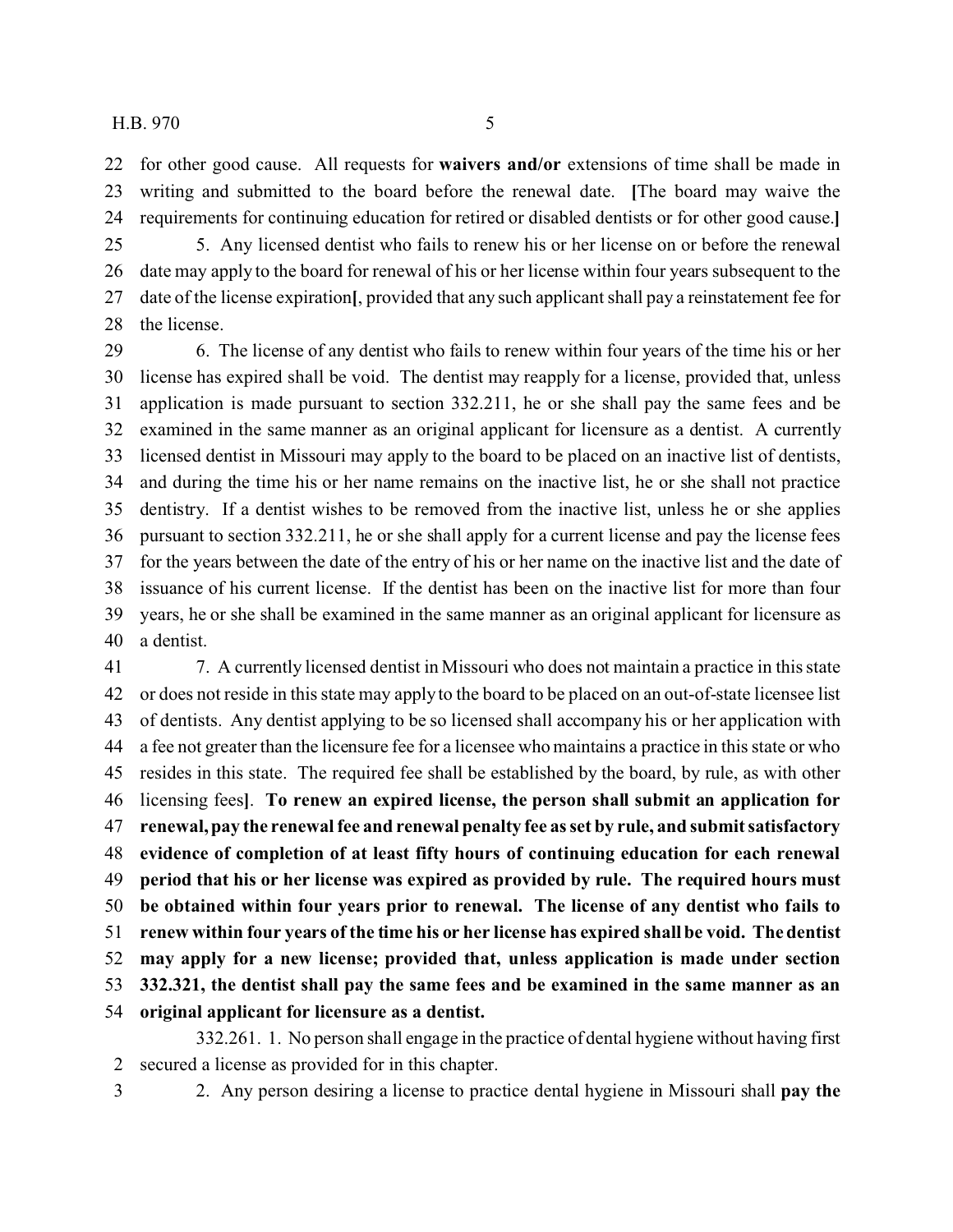for other good cause. All requests for **waivers and/or** extensions of time shall be made in writing and submitted to the board before the renewal date. [The board may waive the requirements for continuing education for retired or disabled dentists or for other good cause.]

5. Any licensed dentist who fails to renew his or her license on or before the renewal date may apply to the board for renewal of his or her license within four years subsequent to the date of the license expiration[, provided that any such applicant shall pay a reinstatement fee for the license.

6. The license of any dentist who fails to renew within four years of the time his or her license has expired shall be void. The dentist may reapply for a license, provided that, unless application is made pursuant to section 332.211, he or she shall pay the same fees and be examined in the same manner as an original applicant for licensure as a dentist. A currently licensed dentist in Missouri may apply to the board to be placed on an inactive list of dentists, and during the time his or her name remains on the inactive list, he or she shall not practice dentistry. If a dentist wishes to be removed from the inactive list, unless he or she applies pursuant to section 332.211, he or she shall apply for a current license and pay the license fees for the years between the date of the entry of his or her name on the inactive list and the date of issuance of his current license. If the dentist has been on the inactive list for more than four years, he or she shall be examined in the same manner as an original applicant for licensure as a dentist.

7. A currently licensed dentist in Missouri who does not maintain a practice in this state or does not reside in this state may apply to the board to be placed on an out-of-state licensee list of dentists. Any dentist applying to be so licensed shall accompany his or her application with a fee not greater than the licensure fee for a licensee who maintains a practice in this state or who resides in this state. The required fee shall be established by the board, by rule, as with other licensing fees]. **To renew an expired license, the person shall submit an application for renewal, pay the renewal fee and renewal penalty fee as set by rule, and submit satisfactory evidence of completion of at least fifty hours of continuing education for each renewal period that his or her license was expired as provided by rule. The required hours must be obtained within four years prior to renewal. The license of any dentist who fails to renew within four years of the time his or her license has expired shall be void. The dentist may apply for a new license; provided that, unless application is made under section 332.321, the dentist shall pay the same fees and be examined in the same manner as an original applicant for licensure as a dentist.**

332.261. 1. No person shall engage in the practice of dental hygiene without having first secured a license as provided for in this chapter.

2. Any person desiring a license to practice dental hygiene in Missouri shall **pay the**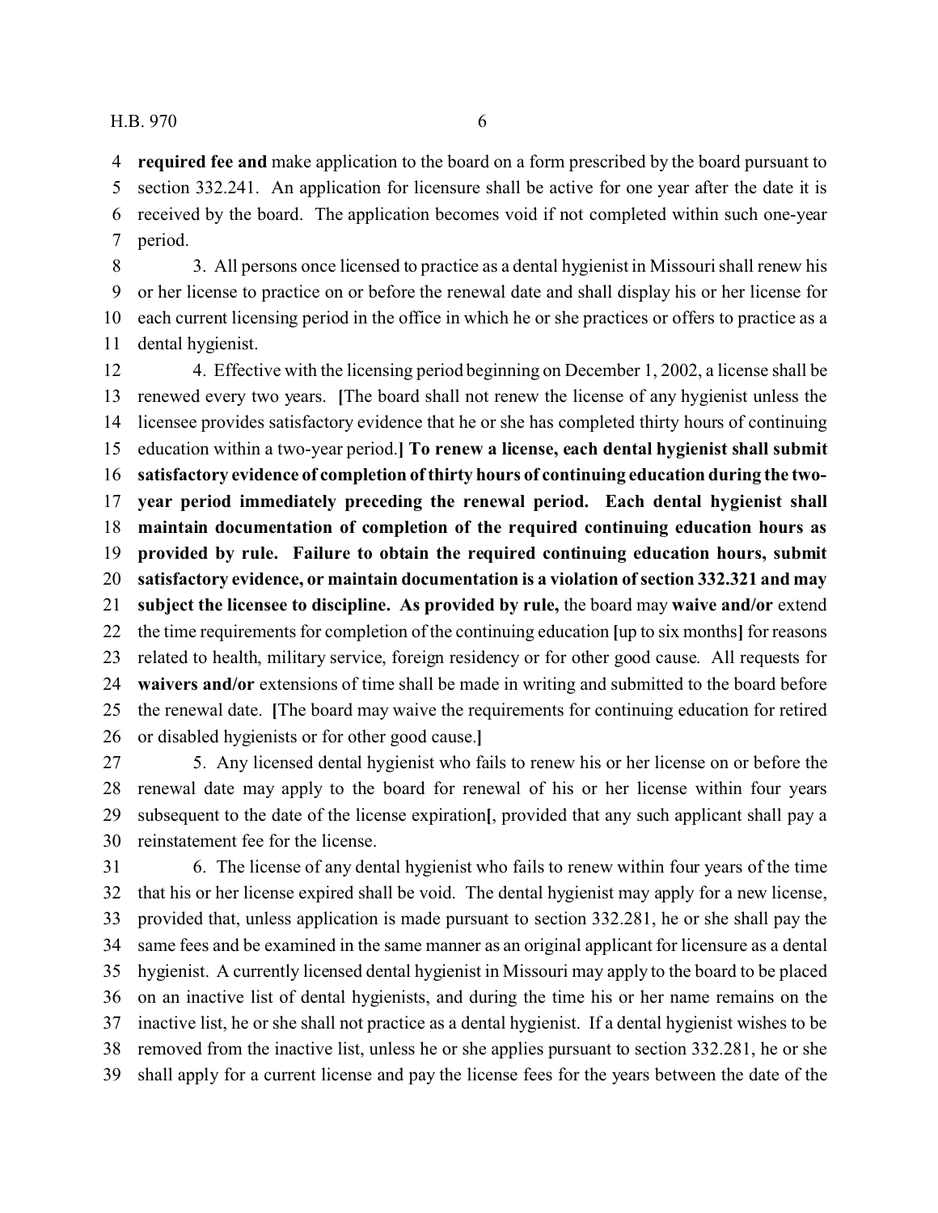**required fee and** make application to the board on a form prescribed by the board pursuant to section 332.241. An application for licensure shall be active for one year after the date it is received by the board. The application becomes void if not completed within such one-year period.

3. All persons once licensed to practice as a dental hygienist in Missouri shall renew his or her license to practice on or before the renewal date and shall display his or her license for each current licensing period in the office in which he or she practices or offers to practice as a dental hygienist.

4. Effective with the licensing period beginning on December 1, 2002, a license shall be renewed every two years. **[**The board shall not renew the license of any hygienist unless the licensee provides satisfactory evidence that he or she has completed thirty hours of continuing education within a two-year period.**] To renew a license, each dental hygienist shall submit satisfactory evidence of completion of thirty hours of continuing education during the two-year period immediately preceding the renewal period. Each dental hygienist shall maintain documentation of completion of the required continuing education hours as provided by rule. Failure to obtain the required continuing education hours, submit satisfactory evidence, or maintain documentation is a violation of section 332.321 and may subject the licensee to discipline. As provided by rule,** the board may **waive and/or** extend the time requirements for completion of the continuing education **[**up to six months**]** for reasons related to health, military service, foreign residency or for other good cause. All requests for **waivers and/or** extensions of time shall be made in writing and submitted to the board before the renewal date. **[**The board may waive the requirements for continuing education for retired or disabled hygienists or for other good cause.**]**

5. Any licensed dental hygienist who fails to renew his or her license on or before the renewal date may apply to the board for renewal of his or her license within four years subsequent to the date of the license expiration**[**, provided that any such applicant shall pay a reinstatement fee for the license.

6. The license of any dental hygienist who fails to renew within four years of the time that his or her license expired shall be void. The dental hygienist may apply for a new license, provided that, unless application is made pursuant to section 332.281, he or she shall pay the same fees and be examined in the same manner as an original applicant for licensure as a dental hygienist. A currently licensed dental hygienist in Missouri may apply to the board to be placed on an inactive list of dental hygienists, and during the time his or her name remains on the inactive list, he or she shall not practice as a dental hygienist. If a dental hygienist wishes to be removed from the inactive list, unless he or she applies pursuant to section 332.281, he or she shall apply for a current license and pay the license fees for the years between the date of the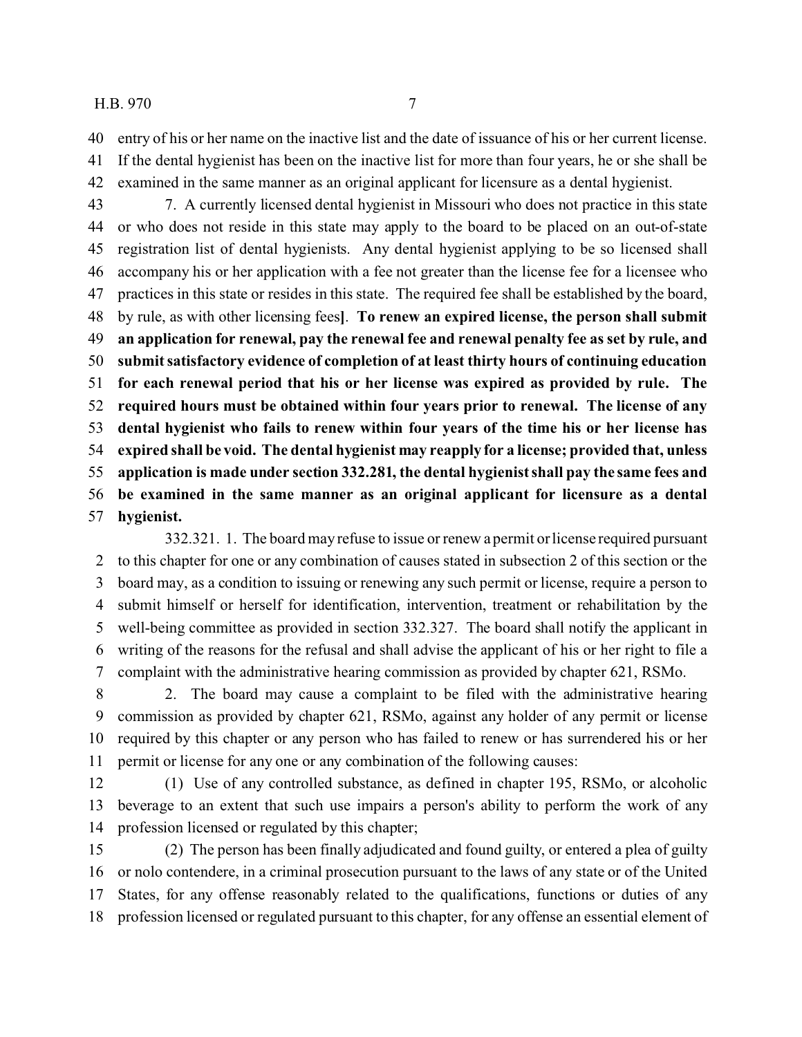entry of his or her name on the inactive list and the date of issuance of his or her current license. If the dental hygienist has been on the inactive list for more than four years, he or she shall be examined in the same manner as an original applicant for licensure as a dental hygienist.

7. A currently licensed dental hygienist in Missouri who does not practice in this state or who does not reside in this state may apply to the board to be placed on an out-of-state registration list of dental hygienists. Any dental hygienist applying to be so licensed shall accompany his or her application with a fee not greater than the license fee for a licensee who practices in this state or resides in this state. The required fee shall be established by the board, by rule, as with other licensing fees**]**. **To renew an expired license, the person shall submit an application for renewal, pay the renewal fee and renewal penalty fee as set by rule, and submit satisfactory evidence of completion of at least thirty hours of continuing education for each renewal period that his or her license was expired as provided by rule. The required hours must be obtained within four years prior to renewal. The license of any dental hygienist who fails to renew within four years of the time his or her license has expired shall be void. The dental hygienist may reapply for a license; provided that, unless application is made under section 332.281, the dental hygienist shall pay the same fees and be examined in the same manner as an original applicant for licensure as a dental hygienist.**

332.321. 1. The board may refuse to issue or renew a permit or license required pursuant to this chapter for one or any combination of causes stated in subsection 2 of this section or the board may, as a condition to issuing or renewing any such permit or license, require a person to submit himself or herself for identification, intervention, treatment or rehabilitation by the well-being committee as provided in section 332.327. The board shall notify the applicant in writing of the reasons for the refusal and shall advise the applicant of his or her right to file a complaint with the administrative hearing commission as provided by chapter 621, RSMo.

2. The board may cause a complaint to be filed with the administrative hearing commission as provided by chapter 621, RSMo, against any holder of any permit or license required by this chapter or any person who has failed to renew or has surrendered his or her permit or license for any one or any combination of the following causes:

(1) Use of any controlled substance, as defined in chapter 195, RSMo, or alcoholic beverage to an extent that such use impairs a person's ability to perform the work of any profession licensed or regulated by this chapter;

(2) The person has been finally adjudicated and found guilty, or entered a plea of guilty or nolo contendere, in a criminal prosecution pursuant to the laws of any state or of the United States, for any offense reasonably related to the qualifications, functions or duties of any profession licensed or regulated pursuant to this chapter, for any offense an essential element of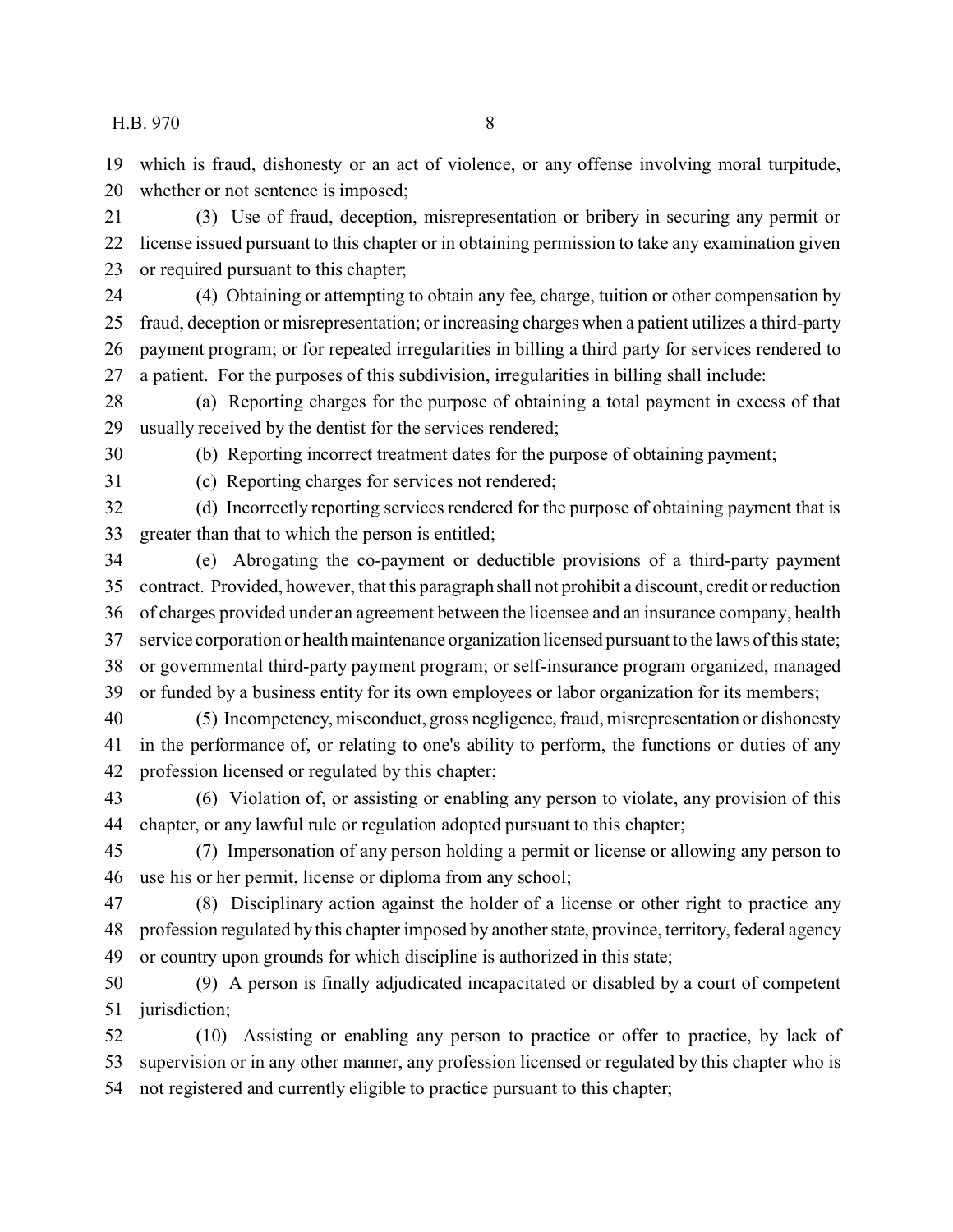which is fraud, dishonesty or an act of violence, or any offense involving moral turpitude, whether or not sentence is imposed;

(3) Use of fraud, deception, misrepresentation or bribery in securing any permit or license issued pursuant to this chapter or in obtaining permission to take any examination given or required pursuant to this chapter;

(4) Obtaining or attempting to obtain any fee, charge, tuition or other compensation by fraud, deception or misrepresentation; or increasing charges when a patient utilizes a third-party payment program; or for repeated irregularities in billing a third party for services rendered to a patient. For the purposes of this subdivision, irregularities in billing shall include:

(a) Reporting charges for the purpose of obtaining a total payment in excess of that usually received by the dentist for the services rendered;

(b) Reporting incorrect treatment dates for the purpose of obtaining payment;

(c) Reporting charges for services not rendered;

(d) Incorrectly reporting services rendered for the purpose of obtaining payment that is greater than that to which the person is entitled;

(e) Abrogating the co-payment or deductible provisions of a third-party payment contract. Provided, however, that this paragraph shall not prohibit a discount, credit or reduction of charges provided under an agreement between the licensee and an insurance company, health service corporation or health maintenance organization licensed pursuant to the laws of this state; or governmental third-party payment program; or self-insurance program organized, managed or funded by a business entity for its own employees or labor organization for its members;

(5) Incompetency, misconduct, gross negligence, fraud, misrepresentation or dishonesty in the performance of, or relating to one's ability to perform, the functions or duties of any profession licensed or regulated by this chapter;

(6) Violation of, or assisting or enabling any person to violate, any provision of this chapter, or any lawful rule or regulation adopted pursuant to this chapter;

(7) Impersonation of any person holding a permit or license or allowing any person to use his or her permit, license or diploma from any school;

(8) Disciplinary action against the holder of a license or other right to practice any profession regulated by this chapter imposed by another state, province, territory, federal agency or country upon grounds for which discipline is authorized in this state;

(9) A person is finally adjudicated incapacitated or disabled by a court of competent jurisdiction;

(10) Assisting or enabling any person to practice or offer to practice, by lack of supervision or in any other manner, any profession licensed or regulated by this chapter who is not registered and currently eligible to practice pursuant to this chapter;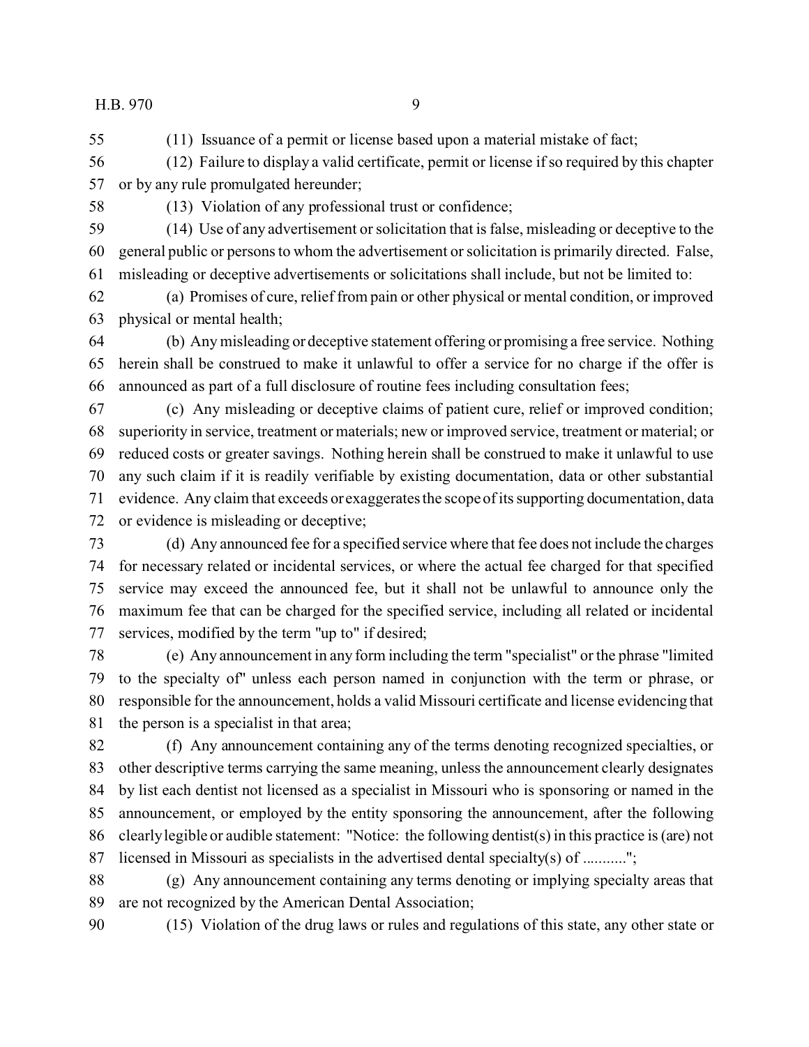(11) Issuance of a permit or license based upon a material mistake of fact;

(12) Failure to display a valid certificate, permit or license if so required by this chapter or by any rule promulgated hereunder;

(13) Violation of any professional trust or confidence;

(14) Use of any advertisement or solicitation that is false, misleading or deceptive to the general public or persons to whom the advertisement or solicitation is primarily directed. False, misleading or deceptive advertisements or solicitations shall include, but not be limited to:

(a) Promises of cure, relief from pain or other physical or mental condition, or improved physical or mental health;

(b) Any misleading or deceptive statement offering or promising a free service. Nothing herein shall be construed to make it unlawful to offer a service for no charge if the offer is announced as part of a full disclosure of routine fees including consultation fees;

(c) Any misleading or deceptive claims of patient cure, relief or improved condition; superiority in service, treatment or materials; new or improved service, treatment or material; or reduced costs or greater savings. Nothing herein shall be construed to make it unlawful to use any such claim if it is readily verifiable by existing documentation, data or other substantial evidence. Any claim that exceeds or exaggerates the scope of its supporting documentation, data or evidence is misleading or deceptive;

(d) Any announced fee for a specified service where that fee does not include the charges for necessary related or incidental services, or where the actual fee charged for that specified service may exceed the announced fee, but it shall not be unlawful to announce only the maximum fee that can be charged for the specified service, including all related or incidental services, modified by the term "up to" if desired;

(e) Any announcement in any form including the term "specialist" or the phrase "limited to the specialty of" unless each person named in conjunction with the term or phrase, or responsible for the announcement, holds a valid Missouri certificate and license evidencing that the person is a specialist in that area;

(f) Any announcement containing any of the terms denoting recognized specialties, or other descriptive terms carrying the same meaning, unless the announcement clearly designates by list each dentist not licensed as a specialist in Missouri who is sponsoring or named in the announcement, or employed by the entity sponsoring the announcement, after the following clearly legible or audible statement: "Notice: the following dentist(s) in this practice is (are) not licensed in Missouri as specialists in the advertised dental specialty(s) of ...........";

(g) Any announcement containing any terms denoting or implying specialty areas that are not recognized by the American Dental Association;

(15) Violation of the drug laws or rules and regulations of this state, any other state or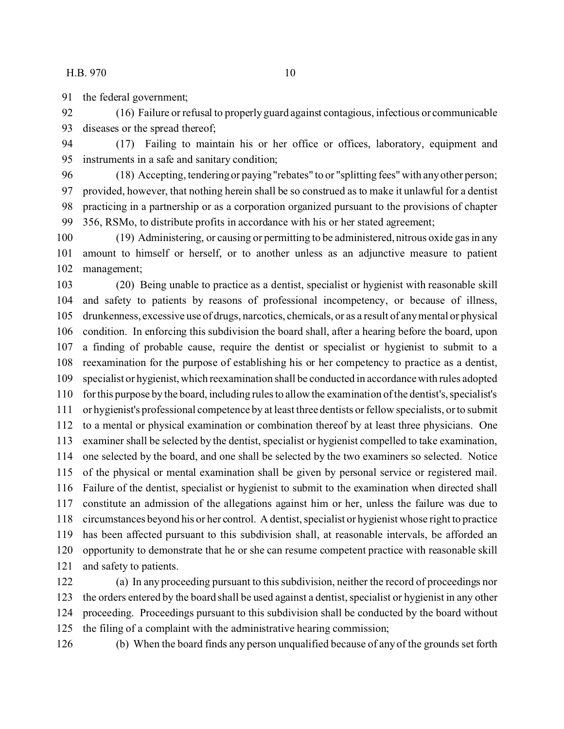the federal government;

(16) Failure or refusal to properly guard against contagious, infectious or communicable diseases or the spread thereof;

(17) Failing to maintain his or her office or offices, laboratory, equipment and instruments in a safe and sanitary condition;

(18) Accepting, tendering or paying "rebates" to or "splitting fees" with any other person; provided, however, that nothing herein shall be so construed as to make it unlawful for a dentist practicing in a partnership or as a corporation organized pursuant to the provisions of chapter 356, RSMo, to distribute profits in accordance with his or her stated agreement;

(19) Administering, or causing or permitting to be administered, nitrous oxide gas in any amount to himself or herself, or to another unless as an adjunctive measure to patient management;

(20) Being unable to practice as a dentist, specialist or hygienist with reasonable skill and safety to patients by reasons of professional incompetency, or because of illness, drunkenness, excessive use of drugs, narcotics, chemicals, or as a result of any mental or physical condition. In enforcing this subdivision the board shall, after a hearing before the board, upon a finding of probable cause, require the dentist or specialist or hygienist to submit to a reexamination for the purpose of establishing his or her competency to practice as a dentist, specialist or hygienist, which reexamination shall be conducted in accordance with rules adopted for this purpose by the board, including rules to allow the examination of the dentist's, specialist's or hygienist's professional competence by at least three dentists or fellow specialists, or to submit to a mental or physical examination or combination thereof by at least three physicians. One examiner shall be selected by the dentist, specialist or hygienist compelled to take examination, one selected by the board, and one shall be selected by the two examiners so selected. Notice of the physical or mental examination shall be given by personal service or registered mail. Failure of the dentist, specialist or hygienist to submit to the examination when directed shall constitute an admission of the allegations against him or her, unless the failure was due to circumstances beyond his or her control. A dentist, specialist or hygienist whose right to practice has been affected pursuant to this subdivision shall, at reasonable intervals, be afforded an opportunity to demonstrate that he or she can resume competent practice with reasonable skill and safety to patients.

(a) In any proceeding pursuant to this subdivision, neither the record of proceedings nor the orders entered by the board shall be used against a dentist, specialist or hygienist in any other proceeding. Proceedings pursuant to this subdivision shall be conducted by the board without the filing of a complaint with the administrative hearing commission;

(b) When the board finds any person unqualified because of any of the grounds set forth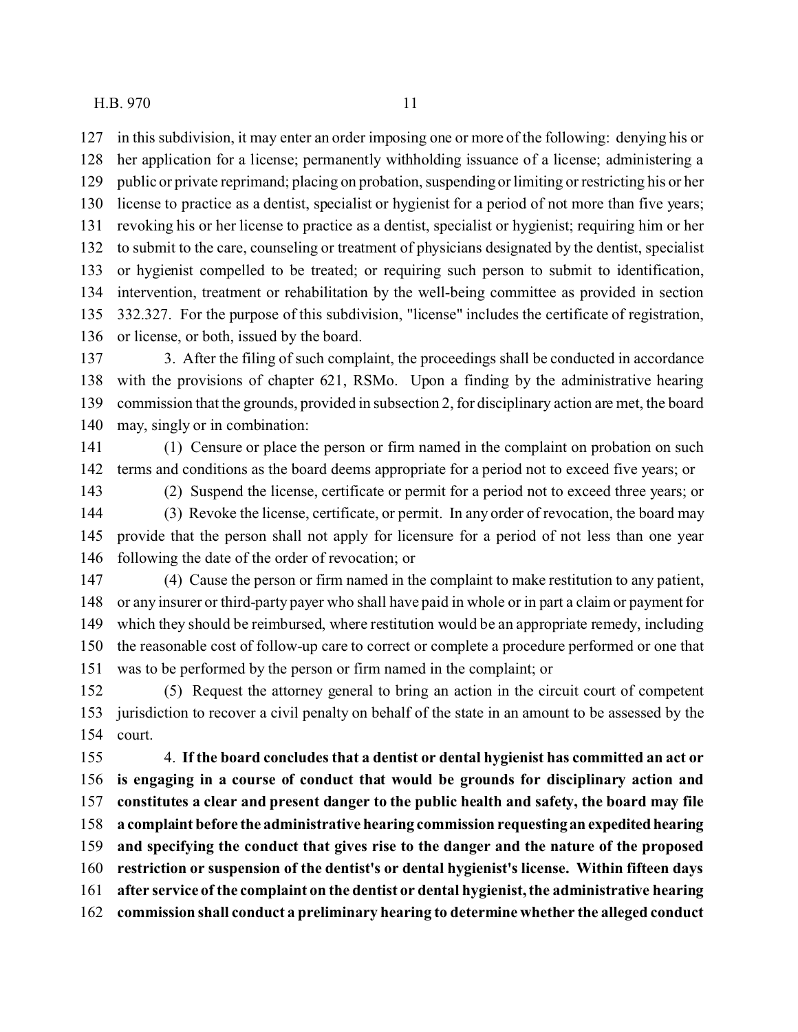in this subdivision, it may enter an order imposing one or more of the following: denying his or her application for a license; permanently withholding issuance of a license; administering a public or private reprimand; placing on probation, suspending or limiting or restricting his or her license to practice as a dentist, specialist or hygienist for a period of not more than five years; revoking his or her license to practice as a dentist, specialist or hygienist; requiring him or her to submit to the care, counseling or treatment of physicians designated by the dentist, specialist or hygienist compelled to be treated; or requiring such person to submit to identification, intervention, treatment or rehabilitation by the well-being committee as provided in section 332.327. For the purpose of this subdivision, "license" includes the certificate of registration, or license, or both, issued by the board.

3. After the filing of such complaint, the proceedings shall be conducted in accordance with the provisions of chapter 621, RSMo. Upon a finding by the administrative hearing commission that the grounds, provided in subsection 2, for disciplinary action are met, the board may, singly or in combination:

(1) Censure or place the person or firm named in the complaint on probation on such terms and conditions as the board deems appropriate for a period not to exceed five years; or

(2) Suspend the license, certificate or permit for a period not to exceed three years; or

(3) Revoke the license, certificate, or permit. In any order of revocation, the board may provide that the person shall not apply for licensure for a period of not less than one year following the date of the order of revocation; or

(4) Cause the person or firm named in the complaint to make restitution to any patient, or any insurer or third-party payer who shall have paid in whole or in part a claim or payment for which they should be reimbursed, where restitution would be an appropriate remedy, including the reasonable cost of follow-up care to correct or complete a procedure performed or one that was to be performed by the person or firm named in the complaint; or

(5) Request the attorney general to bring an action in the circuit court of competent jurisdiction to recover a civil penalty on behalf of the state in an amount to be assessed by the court.

4. **If the board concludes that a dentist or dental hygienist has committed an act or is engaging in a course of conduct that would be grounds for disciplinary action and constitutes a clear and present danger to the public health and safety, the board may file a complaint before the administrative hearing commission requesting an expedited hearing and specifying the conduct that gives rise to the danger and the nature of the proposed restriction or suspension of the dentist's or dental hygienist's license. Within fifteen days after service of the complaint on the dentist or dental hygienist, the administrative hearing commission shall conduct a preliminary hearing to determine whether the alleged conduct**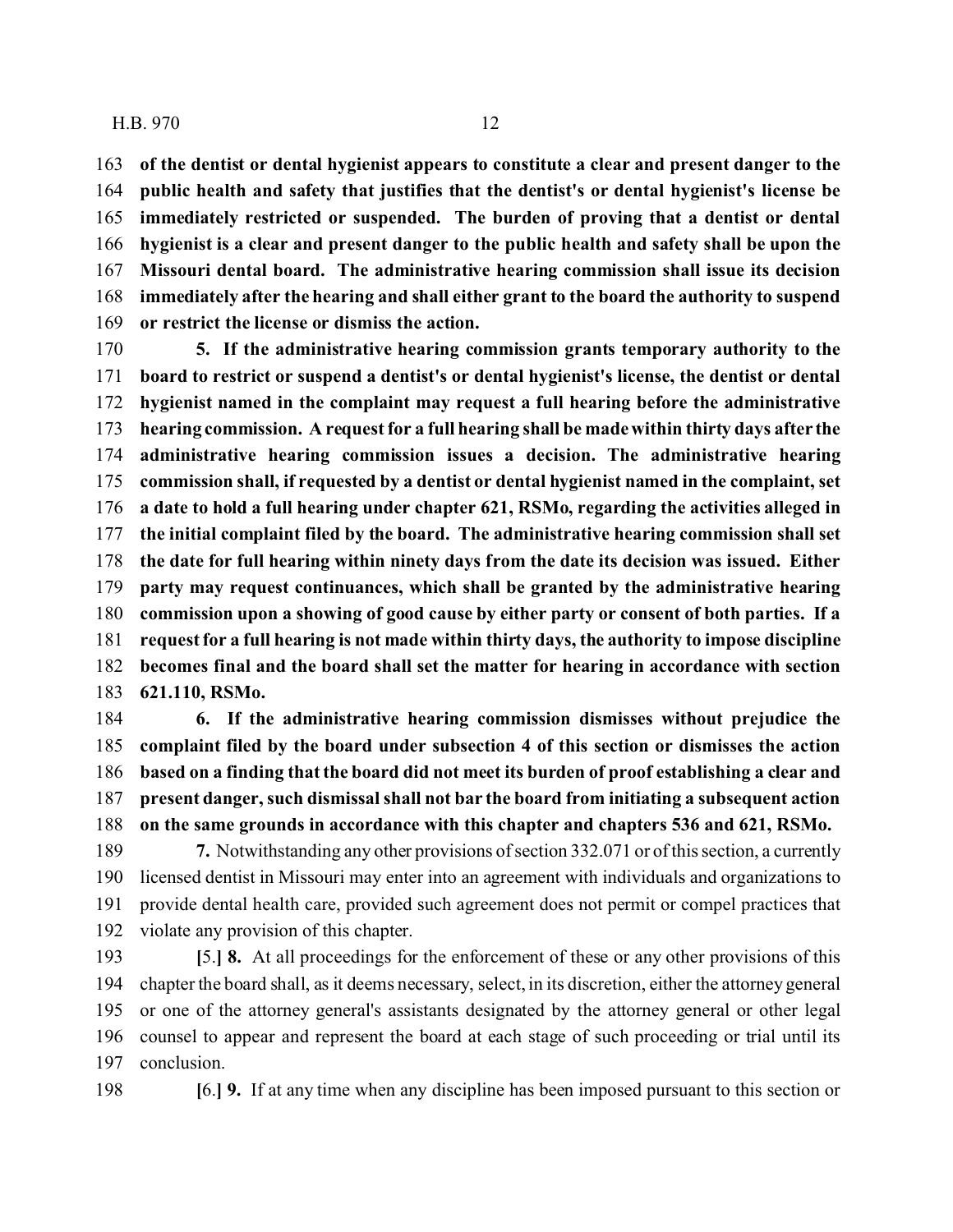**of the dentist or dental hygienist appears to constitute a clear and present danger to the public health and safety that justifies that the dentist's or dental hygienist's license be immediately restricted or suspended. The burden of proving that a dentist or dental hygienist is a clear and present danger to the public health and safety shall be upon the Missouri dental board. The administrative hearing commission shall issue its decision immediately after the hearing and shall either grant to the board the authority to suspend or restrict the license or dismiss the action.**

**5. If the administrative hearing commission grants temporary authority to the board to restrict or suspend a dentist's or dental hygienist's license, the dentist or dental hygienist named in the complaint may request a full hearing before the administrative hearing commission. A request for a full hearing shall be made within thirty days after the administrative hearing commission issues a decision. The administrative hearing commission shall, if requested by a dentist or dental hygienist named in the complaint, set a date to hold a full hearing under chapter 621, RSMo, regarding the activities alleged in the initial complaint filed by the board. The administrative hearing commission shall set the date for full hearing within ninety days from the date its decision was issued. Either party may request continuances, which shall be granted by the administrative hearing commission upon a showing of good cause by either party or consent of both parties. If a request for a full hearing is not made within thirty days, the authority to impose discipline becomes final and the board shall set the matter for hearing in accordance with section 621.110, RSMo.**

**6. If the administrative hearing commission dismisses without prejudice the complaint filed by the board under subsection 4 of this section or dismisses the action based on a finding that the board did not meet its burden of proof establishing a clear and present danger, such dismissal shall not bar the board from initiating a subsequent action on the same grounds in accordance with this chapter and chapters 536 and 621, RSMo.**

**7.** Notwithstanding any other provisions of section 332.071 or of this section, a currently licensed dentist in Missouri may enter into an agreement with individuals and organizations to provide dental health care, provided such agreement does not permit or compel practices that violate any provision of this chapter.

[5.] **8.** At all proceedings for the enforcement of these or any other provisions of this chapter the board shall, as it deems necessary, select, in its discretion, either the attorney general or one of the attorney general's assistants designated by the attorney general or other legal counsel to appear and represent the board at each stage of such proceeding or trial until its conclusion.

[6.] **9.** If at any time when any discipline has been imposed pursuant to this section or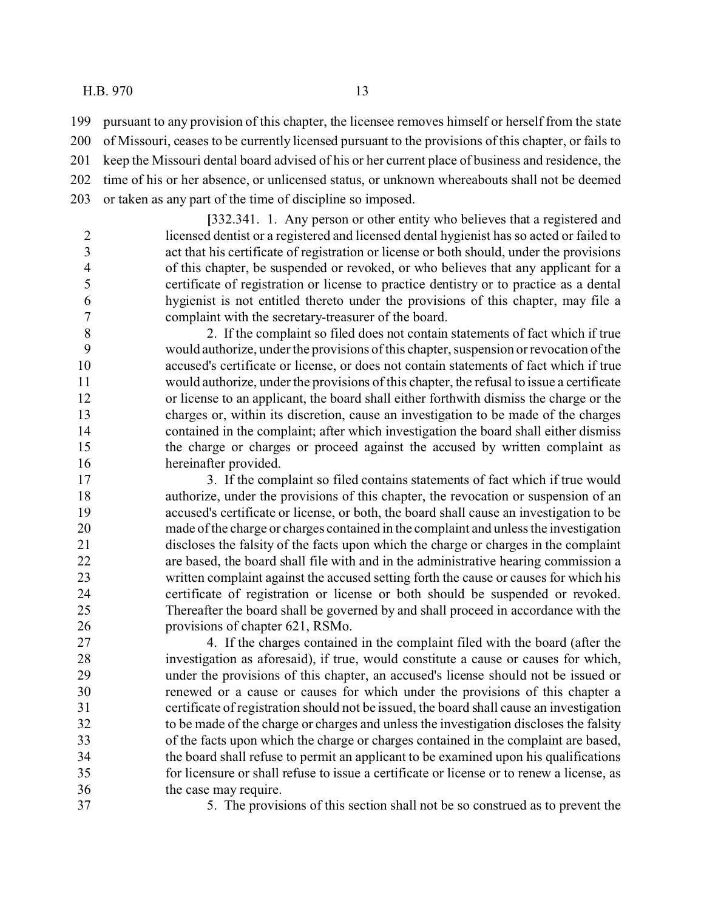pursuant to any provision of this chapter, the licensee removes himself or herself from the state of Missouri, ceases to be currently licensed pursuant to the provisions of this chapter, or fails to keep the Missouri dental board advised of his or her current place of business and residence, the time of his or her absence, or unlicensed status, or unknown whereabouts shall not be deemed or taken as any part of the time of discipline so imposed.

[332.341. 1. Any person or other entity who believes that a registered and licensed dentist or a registered and licensed dental hygienist has so acted or failed to act that his certificate of registration or license or both should, under the provisions of this chapter, be suspended or revoked, or who believes that any applicant for a certificate of registration or license to practice dentistry or to practice as a dental hygienist is not entitled thereto under the provisions of this chapter, may file a complaint with the secretary-treasurer of the board.

2. If the complaint so filed does not contain statements of fact which if true would authorize, under the provisions of this chapter, suspension or revocation of the accused's certificate or license, or does not contain statements of fact which if true would authorize, under the provisions of this chapter, the refusal to issue a certificate or license to an applicant, the board shall either forthwith dismiss the charge or the charges or, within its discretion, cause an investigation to be made of the charges contained in the complaint; after which investigation the board shall either dismiss the charge or charges or proceed against the accused by written complaint as hereinafter provided.

3. If the complaint so filed contains statements of fact which if true would authorize, under the provisions of this chapter, the revocation or suspension of an accused's certificate or license, or both, the board shall cause an investigation to be made of the charge or charges contained in the complaint and unless the investigation discloses the falsity of the facts upon which the charge or charges in the complaint are based, the board shall file with and in the administrative hearing commission a written complaint against the accused setting forth the cause or causes for which his certificate of registration or license or both should be suspended or revoked. Thereafter the board shall be governed by and shall proceed in accordance with the provisions of chapter 621, RSMo.

4. If the charges contained in the complaint filed with the board (after the investigation as aforesaid), if true, would constitute a cause or causes for which, under the provisions of this chapter, an accused's license should not be issued or renewed or a cause or causes for which under the provisions of this chapter a certificate of registration should not be issued, the board shall cause an investigation to be made of the charge or charges and unless the investigation discloses the falsity of the facts upon which the charge or charges contained in the complaint are based, the board shall refuse to permit an applicant to be examined upon his qualifications for licensure or shall refuse to issue a certificate or license or to renew a license, as the case may require.

5. The provisions of this section shall not be so construed as to prevent the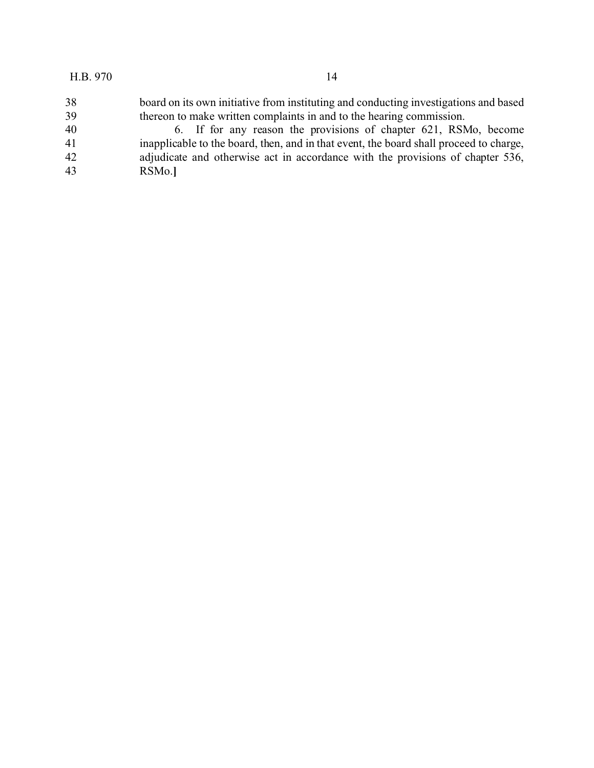board on its own initiative from instituting and conducting investigations and based thereon to make written complaints in and to the hearing commission.

6. If for any reason the provisions of chapter 621, RSMo, become inapplicable to the board, then, and in that event, the board shall proceed to charge, adjudicate and otherwise act in accordance with the provisions of chapter 536, RSMo.**]**